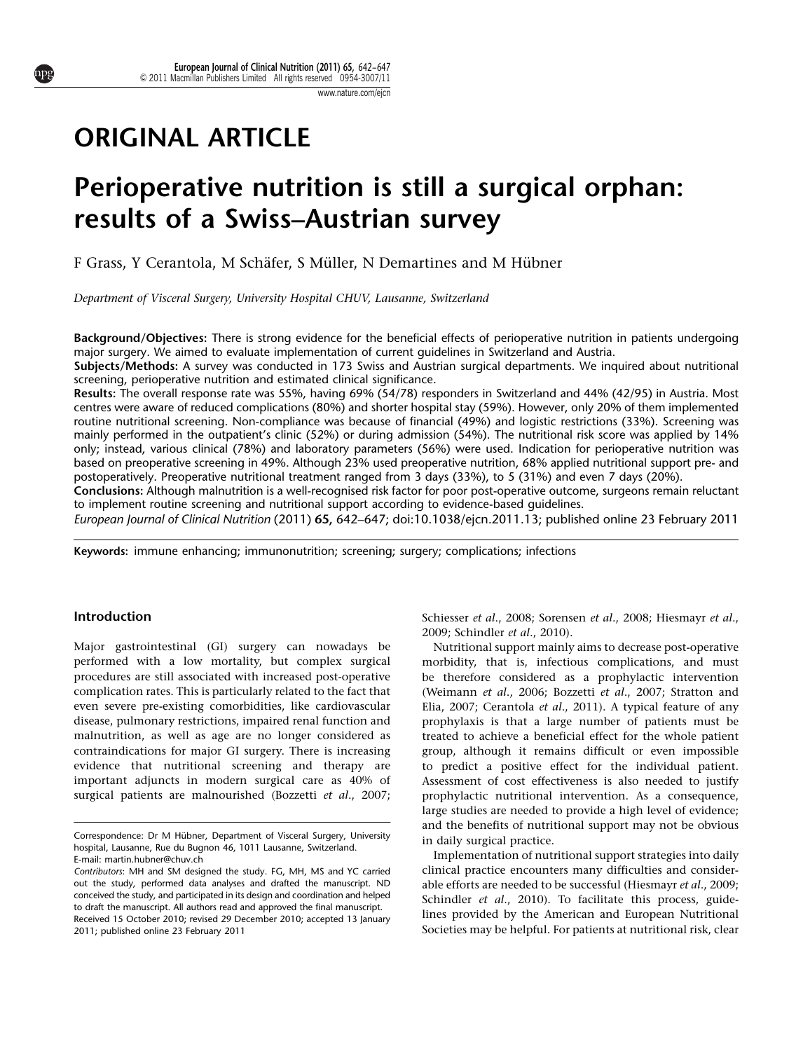ORIGINAL ARTICLE

# Perioperative nutrition is still a surgical orphan: results of a Swiss–Austrian survey

F Grass, Y Cerantola, M Schäfer, S Müller, N Demartines and M Hübner

*Department of Visceral Surgery, University Hospital CHUV, Lausanne, Switzerland*

**Background/Objectives:** There is strong evidence for the beneficial effects of perioperative nutrition in patients undergoing major surgery. We aimed to evaluate implementation of current guidelines in Switzerland and Austria.

**Subjects/Methods:** A survey was conducted in 173 Swiss and Austrian surgical departments. We inquired about nutritional screening, perioperative nutrition and estimated clinical significance.

**Results:** The overall response rate was 55%, having 69% (54/78) responders in Switzerland and 44% (42/95) in Austria. Most centres were aware of reduced complications (80%) and shorter hospital stay (59%). However, only 20% of them implemented routine nutritional screening. Non-compliance was because of financial (49%) and logistic restrictions (33%). Screening was mainly performed in the outpatient's clinic (52%) or during admission (54%). The nutritional risk score was applied by 14% only; instead, various clinical (78%) and laboratory parameters (56%) were used. Indication for perioperative nutrition was based on preoperative screening in 49%. Although 23% used preoperative nutrition, 68% applied nutritional support pre- and postoperatively. Preoperative nutritional treatment ranged from 3 days (33%), to 5 (31%) and even 7 days (20%).

**Conclusions:** Although malnutrition is a well-recognised risk factor for poor post-operative outcome, surgeons remain reluctant to implement routine screening and nutritional support according to evidence-based guidelines.

*European Journal of Clinical Nutrition* (2011) **65,** 642–647; doi:10.1038/ejcn.2011.13; published online 23 February 2011

**Keywords:** immune enhancing; immunonutrition; screening; surgery; complications; infections

## Introduction

Major gastrointestinal (GI) surgery can nowadays be performed with a low mortality, but complex surgical procedures are still associated with increased post-operative complication rates. This is particularly related to the fact that even severe pre-existing comorbidities, like cardiovascular disease, pulmonary restrictions, impaired renal function and malnutrition, as well as age are no longer considered as contraindications for major GI surgery. There is increasing evidence that nutritional screening and therapy are important adjuncts in modern surgical care as 40% of surgical patients are malnourished (Bozzetti *et al*., 2007; Schiesser *et al*., 2008; Sorensen *et al*., 2008; Hiesmayr *et al*., 2009; Schindler *et al*., 2010).

Nutritional support mainly aims to decrease post-operative morbidity, that is, infectious complications, and must be therefore considered as a prophylactic intervention (Weimann *et al*., 2006; Bozzetti *et al*., 2007; Stratton and Elia, 2007; Cerantola *et al*., 2011). A typical feature of any prophylaxis is that a large number of patients must be treated to achieve a beneficial effect for the whole patient group, although it remains difficult or even impossible to predict a positive effect for the individual patient. Assessment of cost effectiveness is also needed to justify prophylactic nutritional intervention. As a consequence, large studies are needed to provide a high level of evidence; and the benefits of nutritional support may not be obvious in daily surgical practice.

Implementation of nutritional support strategies into daily clinical practice encounters many difficulties and considerable efforts are needed to be successful (Hiesmayr *et al*., 2009; Schindler *et al*., 2010). To facilitate this process, guidelines provided by the American and European Nutritional Societies may be helpful. For patients at nutritional risk, clear

Correspondence: Dr M Hübner, Department of Visceral Surgery, University hospital, Lausanne, Rue du Bugnon 46, 1011 Lausanne, Switzerland.
E-mail: martin.hubner@chuv.ch

Contributors: MH and SM designed the study. FG, MH, MS and YC carried out the study, performed data analyses and drafted the manuscript. ND conceived the study, and participated in its design and coordination and helped to draft the manuscript. All authors read and approved the final manuscript.

Received 15 October 2010; revised 29 December 2010; accepted 13 January 2011; published online 23 February 2011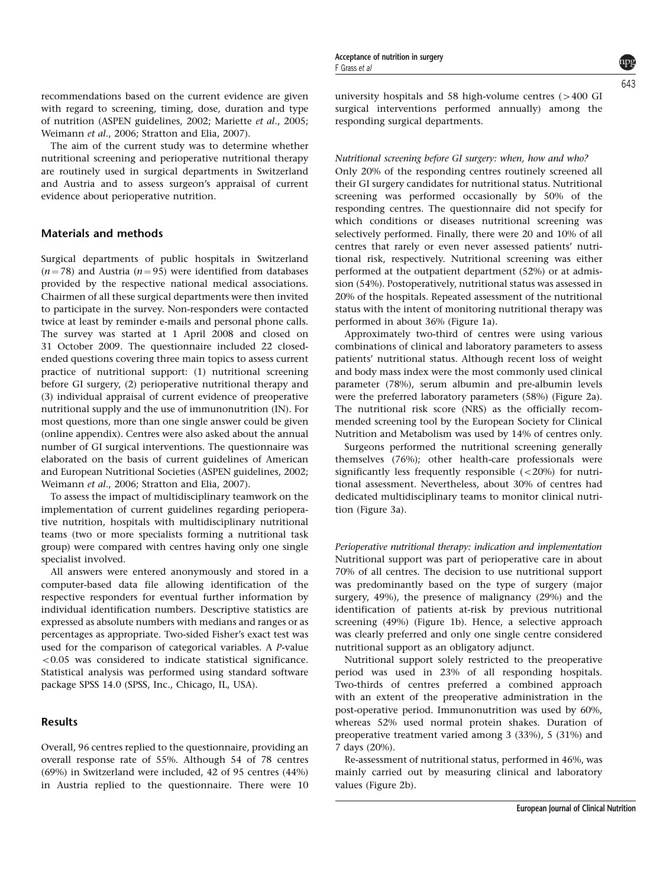recommendations based on the current evidence are given with regard to screening, timing, dose, duration and type of nutrition (ASPEN guidelines, 2002; Mariette *et al*., 2005; Weimann *et al*., 2006; Stratton and Elia, 2007).

The aim of the current study was to determine whether nutritional screening and perioperative nutritional therapy are routinely used in surgical departments in Switzerland and Austria and to assess surgeon's appraisal of current evidence about perioperative nutrition.

## Materials and methods

Surgical departments of public hospitals in Switzerland ($n = 78$) and Austria ($n = 95$) were identified from databases provided by the respective national medical associations. Chairmen of all these surgical departments were then invited to participate in the survey. Non-responders were contacted twice at least by reminder e-mails and personal phone calls. The survey was started at 1 April 2008 and closed on 31 October 2009. The questionnaire included 22 closed-ended questions covering three main topics to assess current practice of nutritional support: (1) nutritional screening before GI surgery, (2) perioperative nutritional therapy and (3) individual appraisal of current evidence of preoperative nutritional supply and the use of immunonutrition (IN). For most questions, more than one single answer could be given (online appendix). Centres were also asked about the annual number of GI surgical interventions. The questionnaire was elaborated on the basis of current guidelines of American and European Nutritional Societies (ASPEN guidelines, 2002; Weimann *et al*., 2006; Stratton and Elia, 2007).

To assess the impact of multidisciplinary teamwork on the implementation of current guidelines regarding perioperative nutrition, hospitals with multidisciplinary nutritional teams (two or more specialists forming a nutritional task group) were compared with centres having only one single specialist involved.

All answers were entered anonymously and stored in a computer-based data file allowing identification of the respective responders for eventual further information by individual identification numbers. Descriptive statistics are expressed as absolute numbers with medians and ranges or as percentages as appropriate. Two-sided Fisher's exact test was used for the comparison of categorical variables. A *P*-value $<0.05$ was considered to indicate statistical significance. Statistical analysis was performed using standard software package SPSS 14.0 (SPSS, Inc., Chicago, IL, USA).

## Results

Overall, 96 centres replied to the questionnaire, providing an overall response rate of 55%. Although 54 of 78 centres (69%) in Switzerland were included, 42 of 95 centres (44%) in Austria replied to the questionnaire. There were 10 university hospitals and 58 high-volume centres (>400 GI surgical interventions performed annually) among the responding surgical departments.

### *Nutritional screening before GI surgery: when, how and who?*

Only 20% of the responding centres routinely screened all their GI surgery candidates for nutritional status. Nutritional screening was performed occasionally by 50% of the responding centres. The questionnaire did not specify for which conditions or diseases nutritional screening was selectively performed. Finally, there were 20 and 10% of all centres that rarely or even never assessed patients' nutritional risk, respectively. Nutritional screening was either performed at the outpatient department (52%) or at admission (54%). Postoperatively, nutritional status was assessed in 20% of the hospitals. Repeated assessment of the nutritional status with the intent of monitoring nutritional therapy was performed in about 36% (Figure 1a).

Approximately two-third of centres were using various combinations of clinical and laboratory parameters to assess patients' nutritional status. Although recent loss of weight and body mass index were the most commonly used clinical parameter (78%), serum albumin and pre-albumin levels were the preferred laboratory parameters (58%) (Figure 2a). The nutritional risk score (NRS) as the officially recommended screening tool by the European Society for Clinical Nutrition and Metabolism was used by 14% of centres only.

Surgeons performed the nutritional screening generally themselves (76%); other health-care professionals were significantly less frequently responsible (<20%) for nutritional assessment. Nevertheless, about 30% of centres had dedicated multidisciplinary teams to monitor clinical nutrition (Figure 3a).

### *Perioperative nutritional therapy: indication and implementation*

Nutritional support was part of perioperative care in about 70% of all centres. The decision to use nutritional support was predominantly based on the type of surgery (major surgery, 49%), the presence of malignancy (29%) and the identification of patients at-risk by previous nutritional screening (49%) (Figure 1b). Hence, a selective approach was clearly preferred and only one single centre considered nutritional support as an obligatory adjunct.

Nutritional support solely restricted to the preoperative period was used in 23% of all responding hospitals. Two-thirds of centres preferred a combined approach with an extent of the preoperative administration in the post-operative period. Immunonutrition was used by 60%, whereas 52% used normal protein shakes. Duration of preoperative treatment varied among 3 (33%), 5 (31%) and 7 days (20%).

Re-assessment of nutritional status, performed in 46%, was mainly carried out by measuring clinical and laboratory values (Figure 2b).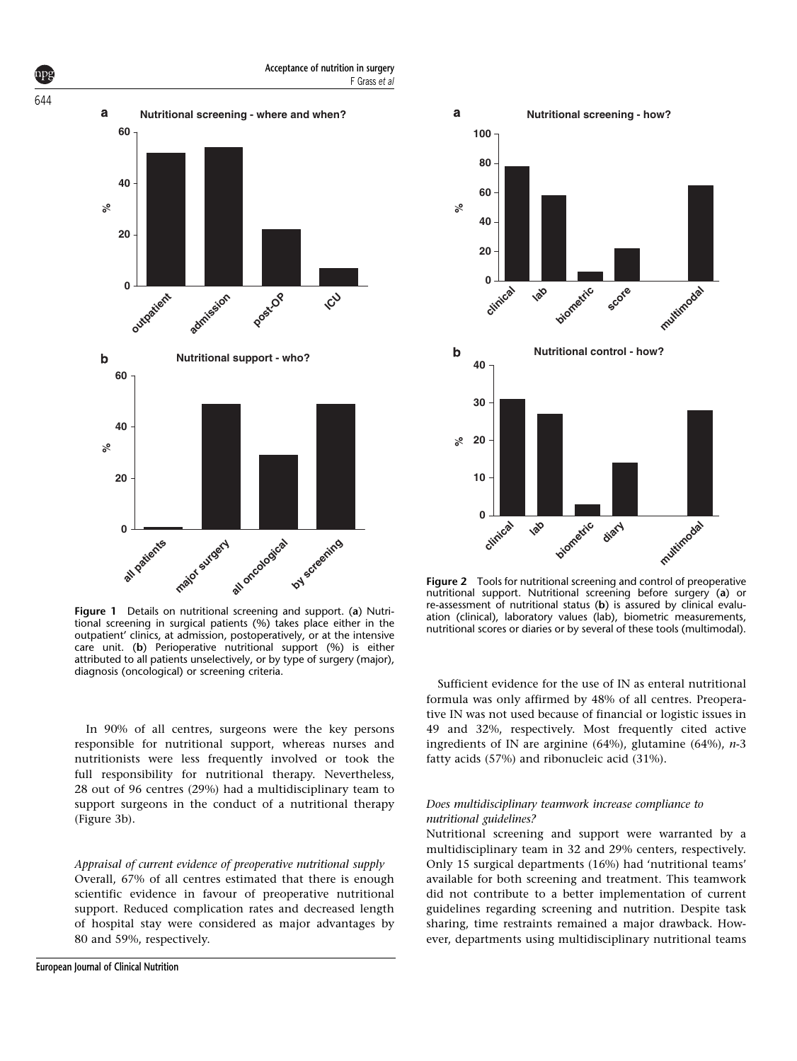**Figure 1** Details on nutritional screening and support. (**a**) Nutritional screening in surgical patients (%) takes place either in the outpatient' clinics, at admission, postoperatively, or at the intensive care unit. (**b**) Perioperative nutritional support (%) is either attributed to all patients unselectively, or by type of surgery (major), diagnosis (oncological) or screening criteria.

In 90% of all centres, surgeons were the key persons responsible for nutritional support, whereas nurses and nutritionists were less frequently involved or took the full responsibility for nutritional therapy. Nevertheless, 28 out of 96 centres (29%) had a multidisciplinary team to support surgeons in the conduct of a nutritional therapy (Figure 3b).

*Appraisal of current evidence of preoperative nutritional supply*

Overall, 67% of all centres estimated that there is enough scientific evidence in favour of preoperative nutritional support. Reduced complication rates and decreased length of hospital stay were considered as major advantages by 80 and 59%, respectively.

**Figure 2** Tools for nutritional screening and control of preoperative nutritional support. Nutritional screening before surgery (**a**) or re-assessment of nutritional status (**b**) is assured by clinical evaluation (clinical), laboratory values (lab), biometric measurements, nutritional scores or diaries or by several of these tools (multimodal).

Sufficient evidence for the use of IN as enteral nutritional formula was only affirmed by 48% of all centres. Preoperative IN was not used because of financial or logistic issues in 49 and 32%, respectively. Most frequently cited active ingredients of IN are arginine (64%), glutamine (64%), *n*-3 fatty acids (57%) and ribonucleic acid (31%).

*Does multidisciplinary teamwork increase compliance to nutritional guidelines?*

Nutritional screening and support were warranted by a multidisciplinary team in 32 and 29% centers, respectively. Only 15 surgical departments (16%) had 'nutritional teams' available for both screening and treatment. This teamwork did not contribute to a better implementation of current guidelines regarding screening and nutrition. Despite task sharing, time restraints remained a major drawback. However, departments using multidisciplinary nutritional teams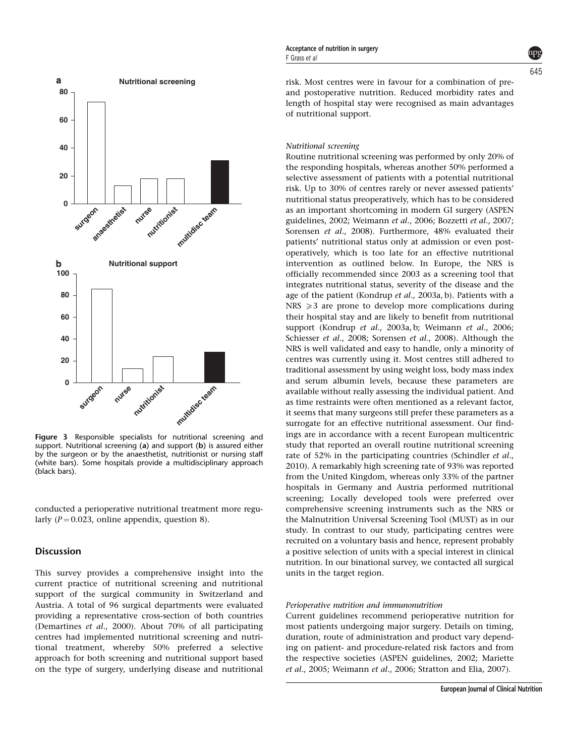**Figure 3** Responsible specialists for nutritional screening and support. Nutritional screening (**a**) and support (**b**) is assured either by the surgeon or by the anaesthetist, nutritionist or nursing staff (white bars). Some hospitals provide a multidisciplinary approach (black bars).

conducted a perioperative nutritional treatment more regularly ($P = 0.023$, online appendix, question 8).

## Discussion

This survey provides a comprehensive insight into the current practice of nutritional screening and nutritional support of the surgical community in Switzerland and Austria. A total of 96 surgical departments were evaluated providing a representative cross-section of both countries (Demartines *et al*., 2000). About 70% of all participating centres had implemented nutritional screening and nutritional treatment, whereby 50% preferred a selective approach for both screening and nutritional support based on the type of surgery, underlying disease and nutritional risk. Most centres were in favour for a combination of pre- and postoperative nutrition. Reduced morbidity rates and length of hospital stay were recognised as main advantages of nutritional support.

### *Nutritional screening*

Routine nutritional screening was performed by only 20% of the responding hospitals, whereas another 50% performed a selective assessment of patients with a potential nutritional risk. Up to 30% of centres rarely or never assessed patients' nutritional status preoperatively, which has to be considered as an important shortcoming in modern GI surgery (ASPEN guidelines, 2002; Weimann *et al*., 2006; Bozzetti *et al*., 2007; Sorensen *et al*., 2008). Furthermore, 48% evaluated their patients' nutritional status only at admission or even postoperatively, which is too late for an effective nutritional intervention as outlined below. In Europe, the NRS is officially recommended since 2003 as a screening tool that integrates nutritional status, severity of the disease and the age of the patient (Kondrup *et al*., 2003a, b). Patients with a NRS $\geqslant 3$ are prone to develop more complications during their hospital stay and are likely to benefit from nutritional support (Kondrup *et al*., 2003a, b; Weimann *et al*., 2006; Schiesser *et al*., 2008; Sorensen *et al*., 2008). Although the NRS is well validated and easy to handle, only a minority of centres was currently using it. Most centres still adhered to traditional assessment by using weight loss, body mass index and serum albumin levels, because these parameters are available without really assessing the individual patient. And as time restraints were often mentioned as a relevant factor, it seems that many surgeons still prefer these parameters as a surrogate for an effective nutritional assessment. Our findings are in accordance with a recent European multicentric study that reported an overall routine nutritional screening rate of 52% in the participating countries (Schindler *et al*., 2010). A remarkably high screening rate of 93% was reported from the United Kingdom, whereas only 33% of the partner hospitals in Germany and Austria performed nutritional screening; Locally developed tools were preferred over comprehensive screening instruments such as the NRS or the Malnutrition Universal Screening Tool (MUST) as in our study. In contrast to our study, participating centres were recruited on a voluntary basis and hence, represent probably a positive selection of units with a special interest in clinical nutrition. In our binational survey, we contacted all surgical units in the target region.

### *Perioperative nutrition and immunonutrition*

Current guidelines recommend perioperative nutrition for most patients undergoing major surgery. Details on timing, duration, route of administration and product vary depending on patient- and procedure-related risk factors and from the respective societies (ASPEN guidelines, 2002; Mariette *et al*., 2005; Weimann *et al*., 2006; Stratton and Elia, 2007).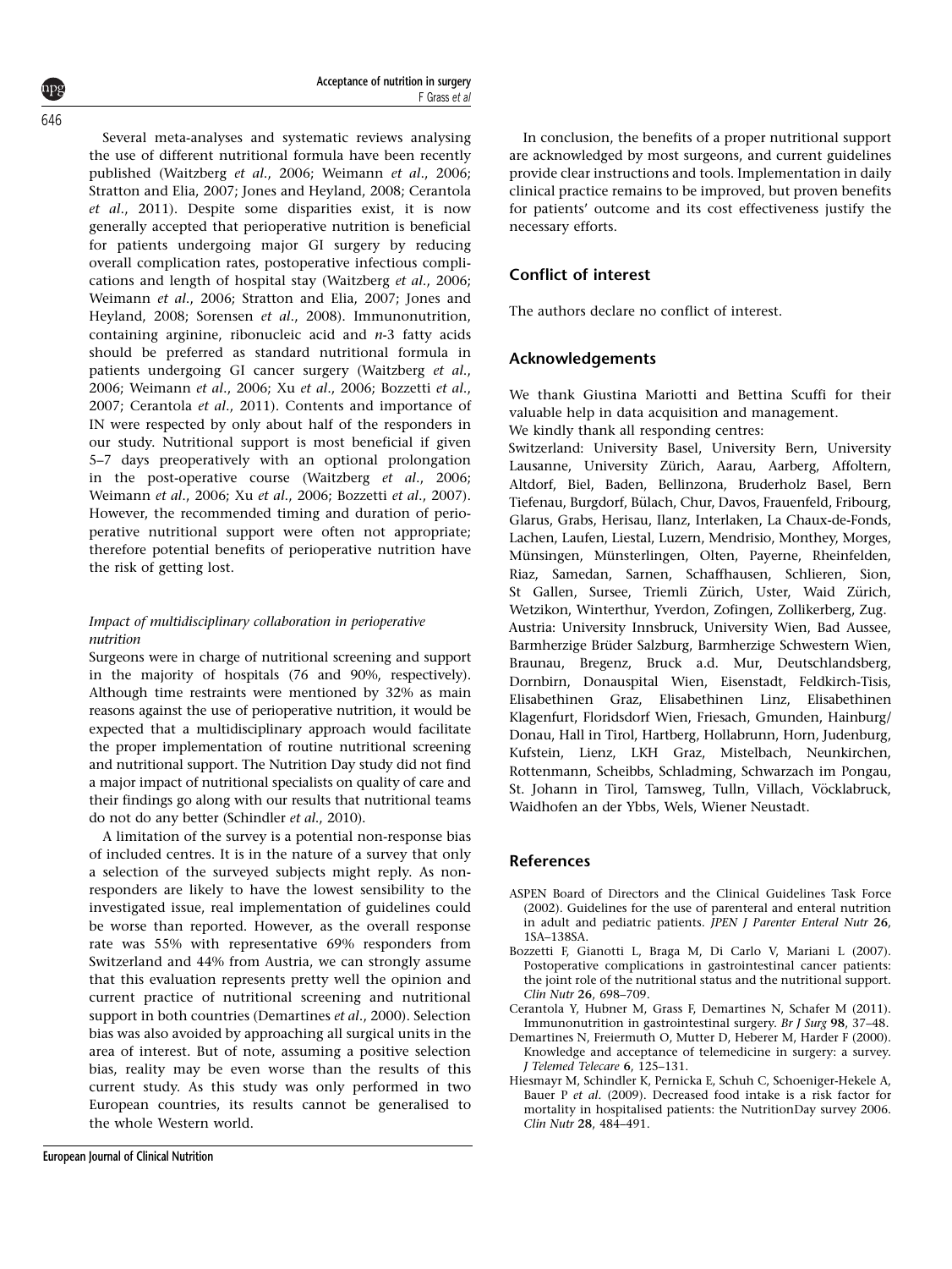Several meta-analyses and systematic reviews analysing the use of different nutritional formula have been recently published (Waitzberg *et al*., 2006; Weimann *et al*., 2006; Stratton and Elia, 2007; Jones and Heyland, 2008; Cerantola *et al*., 2011). Despite some disparities exist, it is now generally accepted that perioperative nutrition is beneficial for patients undergoing major GI surgery by reducing overall complication rates, postoperative infectious complications and length of hospital stay (Waitzberg *et al*., 2006; Weimann *et al*., 2006; Stratton and Elia, 2007; Jones and Heyland, 2008; Sorensen *et al*., 2008). Immunonutrition, containing arginine, ribonucleic acid and *n*-3 fatty acids should be preferred as standard nutritional formula in patients undergoing GI cancer surgery (Waitzberg *et al*., 2006; Weimann *et al*., 2006; Xu *et al*., 2006; Bozzetti *et al*., 2007; Cerantola *et al*., 2011). Contents and importance of IN were respected by only about half of the responders in our study. Nutritional support is most beneficial if given 5–7 days preoperatively with an optional prolongation in the post-operative course (Waitzberg *et al*., 2006; Weimann *et al*., 2006; Xu *et al*., 2006; Bozzetti *et al*., 2007). However, the recommended timing and duration of perioperative nutritional support were often not appropriate; therefore potential benefits of perioperative nutrition have the risk of getting lost.

### *Impact of multidisciplinary collaboration in perioperative nutrition*

Surgeons were in charge of nutritional screening and support in the majority of hospitals (76 and 90%, respectively). Although time restraints were mentioned by 32% as main reasons against the use of perioperative nutrition, it would be expected that a multidisciplinary approach would facilitate the proper implementation of routine nutritional screening and nutritional support. The Nutrition Day study did not find a major impact of nutritional specialists on quality of care and their findings go along with our results that nutritional teams do not do any better (Schindler *et al*., 2010).

A limitation of the survey is a potential non-response bias of included centres. It is in the nature of a survey that only a selection of the surveyed subjects might reply. As non-responders are likely to have the lowest sensibility to the investigated issue, real implementation of guidelines could be worse than reported. However, as the overall response rate was 55% with representative 69% responders from Switzerland and 44% from Austria, we can strongly assume that this evaluation represents pretty well the opinion and current practice of nutritional screening and nutritional support in both countries (Demartines *et al*., 2000). Selection bias was also avoided by approaching all surgical units in the area of interest. But of note, assuming a positive selection bias, reality may be even worse than the results of this current study. As this study was only performed in two European countries, its results cannot be generalised to the whole Western world.

In conclusion, the benefits of a proper nutritional support are acknowledged by most surgeons, and current guidelines provide clear instructions and tools. Implementation in daily clinical practice remains to be improved, but proven benefits for patients' outcome and its cost effectiveness justify the necessary efforts.

## Conflict of interest

The authors declare no conflict of interest.

## Acknowledgements

We thank Giustina Mariotti and Bettina Scuffi for their valuable help in data acquisition and management.

We kindly thank all responding centres:

Switzerland: University Basel, University Bern, University Lausanne, University Zürich, Aarau, Aarberg, Affoltern, Altdorf, Biel, Baden, Bellinzona, Bruderholz Basel, Bern Tiefenau, Burgdorf, Bülach, Chur, Davos, Frauenfeld, Fribourg, Glarus, Grabs, Herisau, Ilanz, Interlaken, La Chaux-de-Fonds, Lachen, Laufen, Liestal, Luzern, Mendrisio, Monthey, Morges, Münsingen, Münsterlingen, Olten, Payerne, Rheinfelden, Riaz, Samedan, Sarnen, Schaffhausen, Schlieren, Sion, St Gallen, Sursee, Triemli Zürich, Uster, Waid Zürich, Wetzikon, Winterthur, Yverdon, Zofingen, Zollikerberg, Zug.

Austria: University Innsbruck, University Wien, Bad Aussee, Barmherzige Brüder Salzburg, Barmherzige Schwestern Wien, Braunau, Bregenz, Bruck a.d. Mur, Deutschlandsberg, Dornbirn, Donauspital Wien, Eisenstadt, Feldkirch-Tisis, Elisabethinen Graz, Elisabethinen Linz, Elisabethinen Klagenfurt, Floridsdorf Wien, Friesach, Gmunden, Hainburg/Donau, Hall in Tirol, Hartberg, Hollabrunn, Horn, Judenburg, Kufstein, Lienz, LKH Graz, Mistelbach, Neunkirchen, Rottenmann, Scheibbs, Schladming, Schwarzach im Pongau, St. Johann in Tirol, Tamsweg, Tulln, Villach, Vöcklabruck, Waidhofen an der Ybbs, Wels, Wiener Neustadt.

## References

ASPEN Board of Directors and the Clinical Guidelines Task Force (2002). Guidelines for the use of parenteral and enteral nutrition in adult and pediatric patients. *JPEN J Parenter Enteral Nutr* **26**, 1SA–138SA.

Bozzetti F, Gianotti L, Braga M, Di Carlo V, Mariani L (2007). Postoperative complications in gastrointestinal cancer patients: the joint role of the nutritional status and the nutritional support. *Clin Nutr* **26**, 698–709.

Cerantola Y, Hubner M, Grass F, Demartines N, Schafer M (2011). Immunonutrition in gastrointestinal surgery. *Br J Surg* **98**, 37–48.

Demartines N, Freiermuth O, Mutter D, Heberer M, Harder F (2000). Knowledge and acceptance of telemedicine in surgery: a survey. *J Telemed Telecare* **6**, 125–131.

Hiesmayr M, Schindler K, Pernicka E, Schuh C, Schoeniger-Hekele A, Bauer P *et al*. (2009). Decreased food intake is a risk factor for mortality in hospitalised patients: the NutritionDay survey 2006. *Clin Nutr* **28**, 484–491.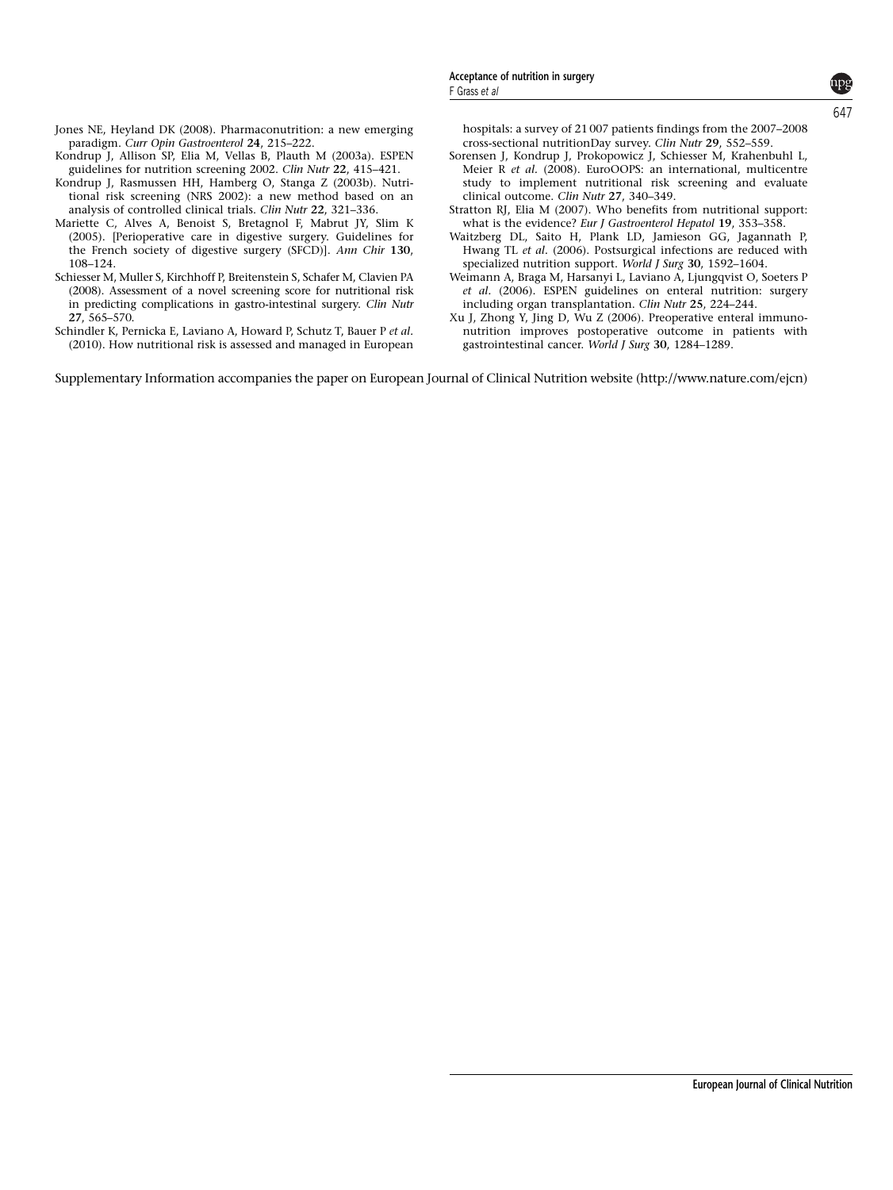Jones NE, Heyland DK (2008). Pharmaconutrition: a new emerging paradigm. *Curr Opin Gastroenterol* **24**, 215–222.

Kondrup J, Allison SP, Elia M, Vellas B, Plauth M (2003a). ESPEN guidelines for nutrition screening 2002. *Clin Nutr* **22**, 415–421.

Kondrup J, Rasmussen HH, Hamberg O, Stanga Z (2003b). Nutritional risk screening (NRS 2002): a new method based on an analysis of controlled clinical trials. *Clin Nutr* **22**, 321–336.

Mariette C, Alves A, Benoist S, Bretagnol F, Mabrut JY, Slim K (2005). [Perioperative care in digestive surgery. Guidelines for the French society of digestive surgery (SFCD)]. *Ann Chir* **130**, 108–124.

Schiesser M, Muller S, Kirchhoff P, Breitenstein S, Schafer M, Clavien PA (2008). Assessment of a novel screening score for nutritional risk in predicting complications in gastro-intestinal surgery. *Clin Nutr* **27**, 565–570.

Schindler K, Pernicka E, Laviano A, Howard P, Schutz T, Bauer P *et al*. (2010). How nutritional risk is assessed and managed in European hospitals: a survey of 21 007 patients findings from the 2007–2008 cross-sectional nutritionDay survey. *Clin Nutr* **29**, 552–559.

Sorensen J, Kondrup J, Prokopowicz J, Schiesser M, Krahenbuhl L, Meier R *et al*. (2008). EuroOOPS: an international, multicentre study to implement nutritional risk screening and evaluate clinical outcome. *Clin Nutr* **27**, 340–349.

Stratton RJ, Elia M (2007). Who benefits from nutritional support: what is the evidence? *Eur J Gastroenterol Hepatol* **19**, 353–358.

Waitzberg DL, Saito H, Plank LD, Jamieson GG, Jagannath P, Hwang TL *et al*. (2006). Postsurgical infections are reduced with specialized nutrition support. *World J Surg* **30**, 1592–1604.

Weimann A, Braga M, Harsanyi L, Laviano A, Ljungqvist O, Soeters P *et al*. (2006). ESPEN guidelines on enteral nutrition: surgery including organ transplantation. *Clin Nutr* **25**, 224–244.

Xu J, Zhong Y, Jing D, Wu Z (2006). Preoperative enteral immunonutrition improves postoperative outcome in patients with gastrointestinal cancer. *World J Surg* **30**, 1284–1289.

Supplementary Information accompanies the paper on European Journal of Clinical Nutrition website (http://www.nature.com/ejcn)